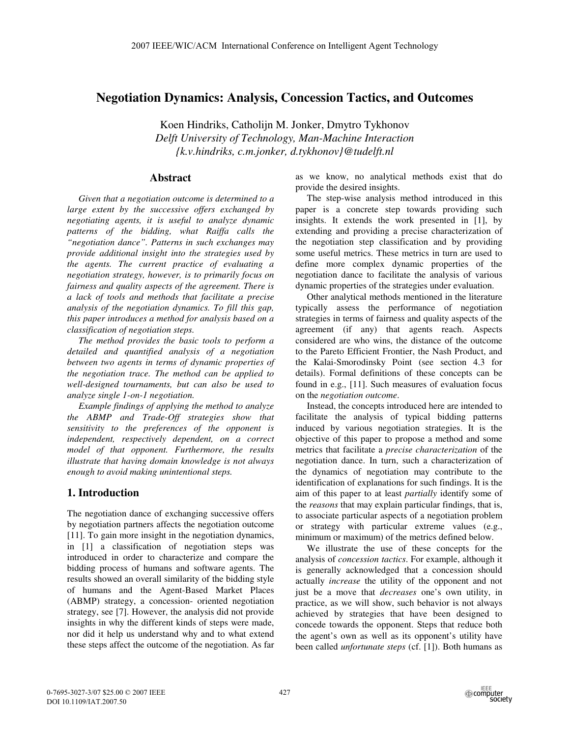# Negotiation Dynamics: Analysis, Concession Tactics, and Outcomes

Koen Hindriks, Catholijn M. Jonker, Dmytro Tykhonov
*Delft University of Technology, Man-Machine Interaction*
*{k.v.hindriks, c.m.jonker, d.tykhonov}@tudelft.nl*

## Abstract

*Given that a negotiation outcome is determined to a large extent by the successive offers exchanged by negotiating agents, it is useful to analyze dynamic patterns of the bidding, what Raiffa calls the "negotiation dance". Patterns in such exchanges may provide additional insight into the strategies used by the agents. The current practice of evaluating a negotiation strategy, however, is to primarily focus on fairness and quality aspects of the agreement. There is a lack of tools and methods that facilitate a precise analysis of the negotiation dynamics. To fill this gap, this paper introduces a method for analysis based on a classification of negotiation steps.*

*The method provides the basic tools to perform a detailed and quantified analysis of a negotiation between two agents in terms of dynamic properties of the negotiation trace. The method can be applied to well-designed tournaments, but can also be used to analyze single 1-on-1 negotiation.*

*Example findings of applying the method to analyze the ABMP and Trade-Off strategies show that sensitivity to the preferences of the opponent is independent, respectively dependent, on a correct model of that opponent. Furthermore, the results illustrate that having domain knowledge is not always enough to avoid making unintentional steps.*

## 1. Introduction

The negotiation dance of exchanging successive offers by negotiation partners affects the negotiation outcome [11]. To gain more insight in the negotiation dynamics, in [1] a classification of negotiation steps was introduced in order to characterize and compare the bidding process of humans and software agents. The results showed an overall similarity of the bidding style of humans and the Agent-Based Market Places (ABMP) strategy, a concession- oriented negotiation strategy, see [7]. However, the analysis did not provide insights in why the different kinds of steps were made, nor did it help us understand why and to what extend these steps affect the outcome of the negotiation. As far as we know, no analytical methods exist that do provide the desired insights.

The step-wise analysis method introduced in this paper is a concrete step towards providing such insights. It extends the work presented in [1], by extending and providing a precise characterization of the negotiation step classification and by providing some useful metrics. These metrics in turn are used to define more complex dynamic properties of the negotiation dance to facilitate the analysis of various dynamic properties of the strategies under evaluation.

Other analytical methods mentioned in the literature typically assess the performance of negotiation strategies in terms of fairness and quality aspects of the agreement (if any) that agents reach. Aspects considered are who wins, the distance of the outcome to the Pareto Efficient Frontier, the Nash Product, and the Kalai-Smorodinsky Point (see section 4.3 for details). Formal definitions of these concepts can be found in e.g., [11]. Such measures of evaluation focus on the *negotiation outcome*.

Instead, the concepts introduced here are intended to facilitate the analysis of typical bidding patterns induced by various negotiation strategies. It is the objective of this paper to propose a method and some metrics that facilitate a *precise characterization* of the negotiation dance. In turn, such a characterization of the dynamics of negotiation may contribute to the identification of explanations for such findings. It is the aim of this paper to at least *partially* identify some of the *reasons* that may explain particular findings, that is, to associate particular aspects of a negotiation problem or strategy with particular extreme values (e.g., minimum or maximum) of the metrics defined below.

We illustrate the use of these concepts for the analysis of *concession tactics*. For example, although it is generally acknowledged that a concession should actually *increase* the utility of the opponent and not just be a move that *decreases* one's own utility, in practice, as we will show, such behavior is not always achieved by strategies that have been designed to concede towards the opponent. Steps that reduce both the agent's own as well as its opponent's utility have been called *unfortunate steps* (cf. [1]). Both humans as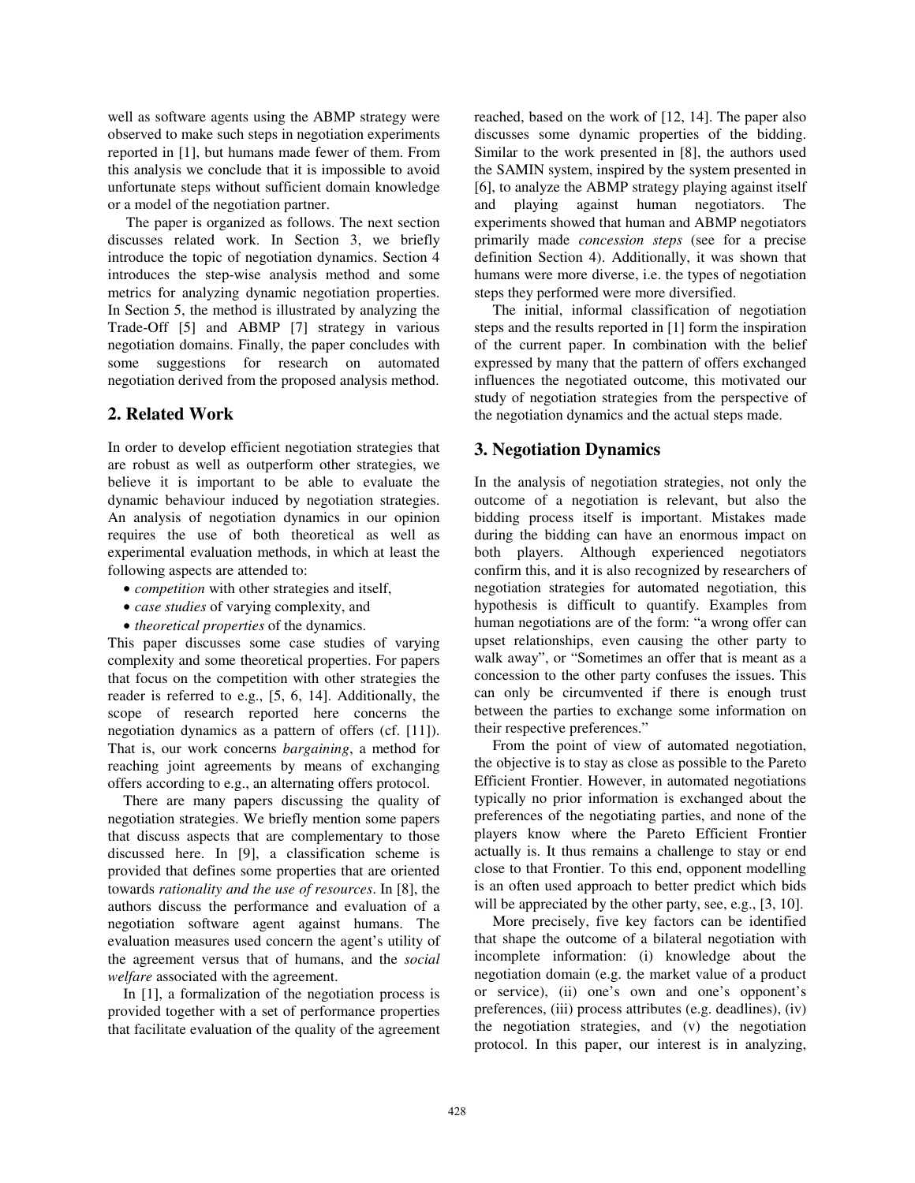well as software agents using the ABMP strategy were observed to make such steps in negotiation experiments reported in [1], but humans made fewer of them. From this analysis we conclude that it is impossible to avoid unfortunate steps without sufficient domain knowledge or a model of the negotiation partner.

The paper is organized as follows. The next section discusses related work. In Section 3, we briefly introduce the topic of negotiation dynamics. Section 4 introduces the step-wise analysis method and some metrics for analyzing dynamic negotiation properties. In Section 5, the method is illustrated by analyzing the Trade-Off [5] and ABMP [7] strategy in various negotiation domains. Finally, the paper concludes with some suggestions for research on automated negotiation derived from the proposed analysis method.

## 2. Related Work

In order to develop efficient negotiation strategies that are robust as well as outperform other strategies, we believe it is important to be able to evaluate the dynamic behaviour induced by negotiation strategies. An analysis of negotiation dynamics in our opinion requires the use of both theoretical as well as experimental evaluation methods, in which at least the following aspects are attended to:

- *competition* with other strategies and itself,
- *case studies* of varying complexity, and
- *theoretical properties* of the dynamics.

This paper discusses some case studies of varying complexity and some theoretical properties. For papers that focus on the competition with other strategies the reader is referred to e.g., [5, 6, 14]. Additionally, the scope of research reported here concerns the negotiation dynamics as a pattern of offers (cf. [11]). That is, our work concerns *bargaining*, a method for reaching joint agreements by means of exchanging offers according to e.g., an alternating offers protocol.

There are many papers discussing the quality of negotiation strategies. We briefly mention some papers that discuss aspects that are complementary to those discussed here. In [9], a classification scheme is provided that defines some properties that are oriented towards *rationality and the use of resources*. In [8], the authors discuss the performance and evaluation of a negotiation software agent against humans. The evaluation measures used concern the agent's utility of the agreement versus that of humans, and the *social welfare* associated with the agreement.

In [1], a formalization of the negotiation process is provided together with a set of performance properties that facilitate evaluation of the quality of the agreement reached, based on the work of [12, 14]. The paper also discusses some dynamic properties of the bidding. Similar to the work presented in [8], the authors used the SAMIN system, inspired by the system presented in [6], to analyze the ABMP strategy playing against itself and playing against human negotiators. The experiments showed that human and ABMP negotiators primarily made *concession steps* (see for a precise definition Section 4). Additionally, it was shown that humans were more diverse, i.e. the types of negotiation steps they performed were more diversified.

The initial, informal classification of negotiation steps and the results reported in [1] form the inspiration of the current paper. In combination with the belief expressed by many that the pattern of offers exchanged influences the negotiated outcome, this motivated our study of negotiation strategies from the perspective of the negotiation dynamics and the actual steps made.

## 3. Negotiation Dynamics

In the analysis of negotiation strategies, not only the outcome of a negotiation is relevant, but also the bidding process itself is important. Mistakes made during the bidding can have an enormous impact on both players. Although experienced negotiators confirm this, and it is also recognized by researchers of negotiation strategies for automated negotiation, this hypothesis is difficult to quantify. Examples from human negotiations are of the form: "a wrong offer can upset relationships, even causing the other party to walk away", or "Sometimes an offer that is meant as a concession to the other party confuses the issues. This can only be circumvented if there is enough trust between the parties to exchange some information on their respective preferences."

From the point of view of automated negotiation, the objective is to stay as close as possible to the Pareto Efficient Frontier. However, in automated negotiations typically no prior information is exchanged about the preferences of the negotiating parties, and none of the players know where the Pareto Efficient Frontier actually is. It thus remains a challenge to stay or end close to that Frontier. To this end, opponent modelling is an often used approach to better predict which bids will be appreciated by the other party, see, e.g., [3, 10].

More precisely, five key factors can be identified that shape the outcome of a bilateral negotiation with incomplete information: (i) knowledge about the negotiation domain (e.g. the market value of a product or service), (ii) one's own and one's opponent's preferences, (iii) process attributes (e.g. deadlines), (iv) the negotiation strategies, and (v) the negotiation protocol. In this paper, our interest is in analyzing,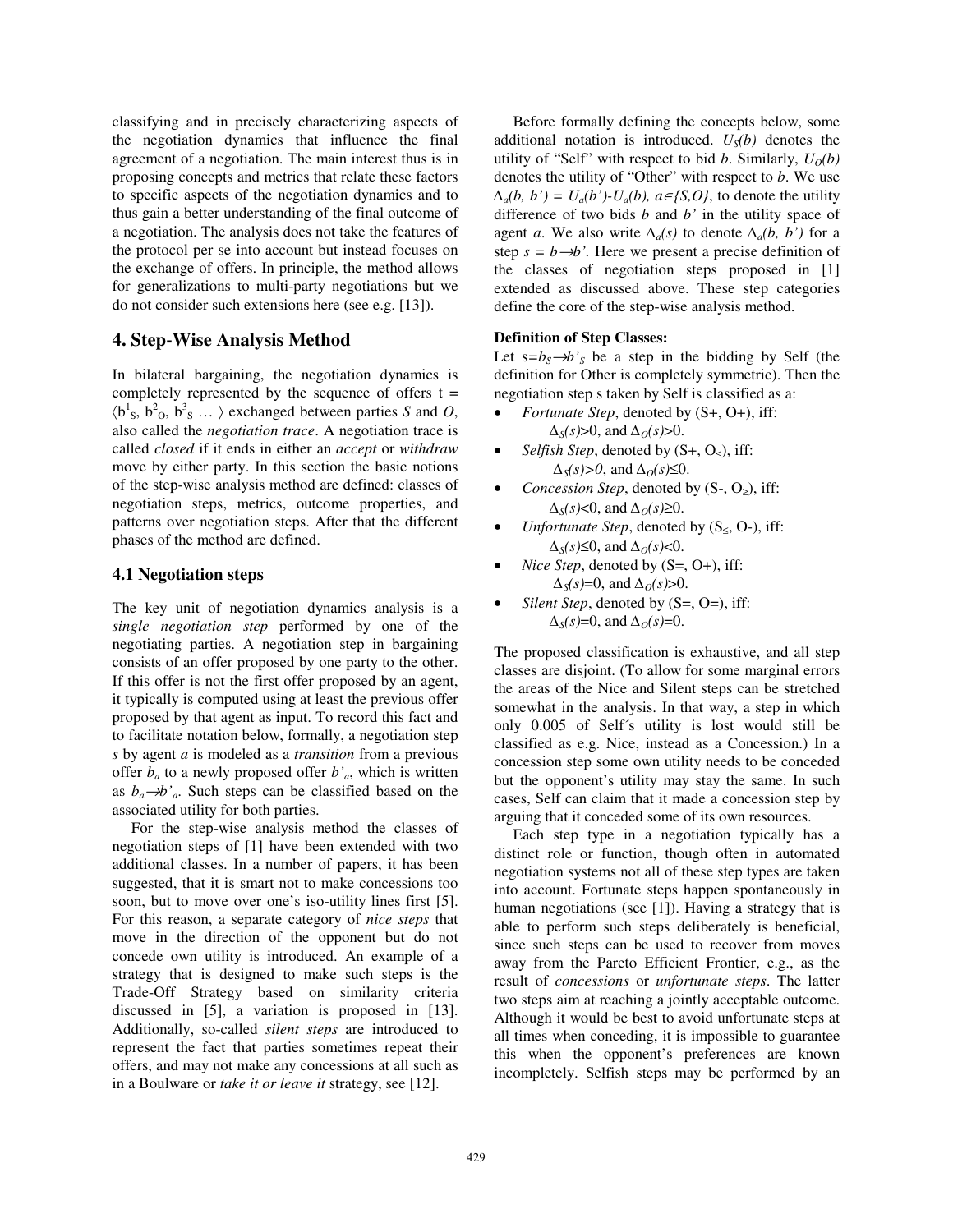classifying and in precisely characterizing aspects of the negotiation dynamics that influence the final agreement of a negotiation. The main interest thus is in proposing concepts and metrics that relate these factors to specific aspects of the negotiation dynamics and to thus gain a better understanding of the final outcome of a negotiation. The analysis does not take the features of the protocol per se into account but instead focuses on the exchange of offers. In principle, the method allows for generalizations to multi-party negotiations but we do not consider such extensions here (see e.g. [13]).

## 4. Step-Wise Analysis Method

In bilateral bargaining, the negotiation dynamics is completely represented by the sequence of offers $t = \langle b^1_S, b^2_O, b^3_S \ldots \rangle$ exchanged between parties *S* and *O*, also called the *negotiation trace*. A negotiation trace is called *closed* if it ends in either an *accept* or *withdraw* move by either party. In this section the basic notions of the step-wise analysis method are defined: classes of negotiation steps, metrics, outcome properties, and patterns over negotiation steps. After that the different phases of the method are defined.

### 4.1 Negotiation steps

The key unit of negotiation dynamics analysis is a *single negotiation step* performed by one of the negotiating parties. A negotiation step in bargaining consists of an offer proposed by one party to the other. If this offer is not the first offer proposed by an agent, it typically is computed using at least the previous offer proposed by that agent as input. To record this fact and to facilitate notation below, formally, a negotiation step *s* by agent *a* is modeled as a *transition* from a previous offer $b_a$ to a newly proposed offer $b'_a$, which is written as $b_a \twoheadrightarrow b'_a$. Such steps can be classified based on the associated utility for both parties.

For the step-wise analysis method the classes of negotiation steps of [1] have been extended with two additional classes. In a number of papers, it has been suggested, that it is smart not to make concessions too soon, but to move over one's iso-utility lines first [5]. For this reason, a separate category of *nice steps* that move in the direction of the opponent but do not concede own utility is introduced. An example of a strategy that is designed to make such steps is the Trade-Off Strategy based on similarity criteria discussed in [5], a variation is proposed in [13]. Additionally, so-called *silent steps* are introduced to represent the fact that parties sometimes repeat their offers, and may not make any concessions at all such as in a Boulware or *take it or leave it* strategy, see [12].

Before formally defining the concepts below, some additional notation is introduced. $U_S(b)$ denotes the utility of "Self" with respect to bid *b*. Similarly, $U_O(b)$ denotes the utility of "Other" with respect to *b*. We use $\Delta_a(b, b') = U_a(b') - U_a(b)$, $a \in \{S,O\}$, to denote the utility difference of two bids *b* and *b'* in the utility space of agent *a*. We also write $\Delta_a(s)$ to denote $\Delta_a(b, b')$ for a step $s = b \twoheadrightarrow b'$. Here we present a precise definition of the classes of negotiation steps proposed in [1] extended as discussed above. These step categories define the core of the step-wise analysis method.

**Definition of Step Classes:**
Let $s = b_S \twoheadrightarrow b'_S$ be a step in the bidding by Self (the definition for Other is completely symmetric). Then the negotiation step s taken by Self is classified as a:

- *Fortunate Step*, denoted by (S+, O+), iff: $\Delta_S(s) > 0$, and $\Delta_O(s) > 0$.
- *Selfish Step*, denoted by (S+, $O_\leq$), iff: $\Delta_S(s) > 0$, and $\Delta_O(s) \leq 0$.
- *Concession Step*, denoted by (S-, $O_\geq$), iff: $\Delta_S(s) < 0$, and $\Delta_O(s) \geq 0$.
- *Unfortunate Step*, denoted by ($S_\leq$, O-), iff: $\Delta_S(s) \leq 0$, and $\Delta_O(s) < 0$.
- *Nice Step*, denoted by (S=, O+), iff: $\Delta_S(s) = 0$, and $\Delta_O(s) > 0$.
- *Silent Step*, denoted by (S=, O=), iff: $\Delta_S(s) = 0$, and $\Delta_O(s) = 0$.

The proposed classification is exhaustive, and all step classes are disjoint. (To allow for some marginal errors the areas of the Nice and Silent steps can be stretched somewhat in the analysis. In that way, a step in which only 0.005 of Self´s utility is lost would still be classified as e.g. Nice, instead as a Concession.) In a concession step some own utility needs to be conceded but the opponent's utility may stay the same. In such cases, Self can claim that it made a concession step by arguing that it conceded some of its own resources.

Each step type in a negotiation typically has a distinct role or function, though often in automated negotiation systems not all of these step types are taken into account. Fortunate steps happen spontaneously in human negotiations (see [1]). Having a strategy that is able to perform such steps deliberately is beneficial, since such steps can be used to recover from moves away from the Pareto Efficient Frontier, e.g., as the result of *concessions* or *unfortunate steps*. The latter two steps aim at reaching a jointly acceptable outcome. Although it would be best to avoid unfortunate steps at all times when conceding, it is impossible to guarantee this when the opponent's preferences are known incompletely. Selfish steps may be performed by an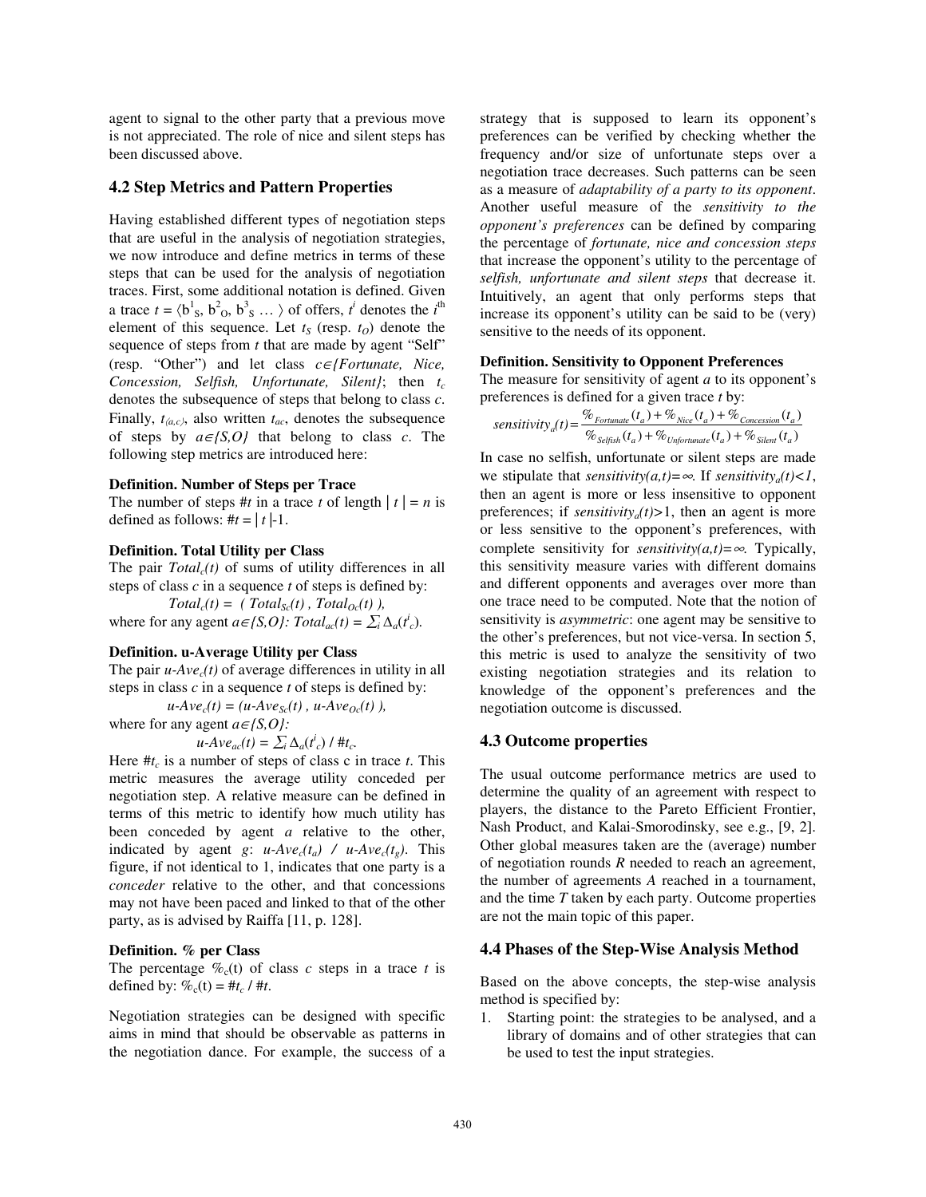agent to signal to the other party that a previous move is not appreciated. The role of nice and silent steps has been discussed above.

## 4.2 Step Metrics and Pattern Properties

Having established different types of negotiation steps that are useful in the analysis of negotiation strategies, we now introduce and define metrics in terms of these steps that can be used for the analysis of negotiation traces. First, some additional notation is defined. Given a trace $t = \langle b^1_S, b^2_O, b^3_S \ldots \rangle$ of offers, $t^i$ denotes the $i^{th}$ element of this sequence. Let $t_S$ (resp. $t_O$) denote the sequence of steps from $t$ that are made by agent "Self" (resp. "Other") and let class $c \in \{Fortunate, Nice, Concession, Selfish, Unfortunate, Silent\}$; then $t_c$ denotes the subsequence of steps that belong to class $c$. Finally, $t_{(a,c)}$, also written $t_{ac}$, denotes the subsequence of steps by $a \in \{S,O\}$ that belong to class $c$. The following step metrics are introduced here:

**Definition. Number of Steps per Trace**
The number of steps $\#t$ in a trace $t$ of length $|t| = n$ is defined as follows: $\#t = |t|-1$.

**Definition. Total Utility per Class**
The pair $Total_c(t)$ of sums of utility differences in all steps of class $c$ in a sequence $t$ of steps is defined by:

$$Total_c(t) = ( Total_{Sc}(t) , Total_{Oc}(t) ),$$

where for any agent $a \in \{S,O\}$: $Total_{ac}(t) = \sum_i \Delta_a(t^i_c)$.

**Definition. u-Average Utility per Class**
The pair $u\text{-}Ave_c(t)$ of average differences in utility in all steps in class $c$ in a sequence $t$ of steps is defined by:

$$u\text{-}Ave_c(t) = (u\text{-}Ave_{Sc}(t) , u\text{-}Ave_{Oc}(t) ),$$

where for any agent $a \in \{S,O\}$:

$$u\text{-}Ave_{ac}(t) = \sum_i \Delta_a(t^i_c) / \#t_c.$$

Here $\#t_c$ is a number of steps of class c in trace $t$. This metric measures the average utility conceded per negotiation step. A relative measure can be defined in terms of this metric to identify how much utility has been conceded by agent $a$ relative to the other, indicated by agent $g$: $u\text{-}Ave_c(t_a) \; / \; u\text{-}Ave_c(t_g)$. This figure, if not identical to 1, indicates that one party is a *conceder* relative to the other, and that concessions may not have been paced and linked to that of the other party, as is advised by Raiffa [11, p. 128].

**Definition. % per Class**
The percentage $\%_c(t)$ of class $c$ steps in a trace $t$ is defined by: $\%_c(t) = \#t_c / \#t$.

Negotiation strategies can be designed with specific aims in mind that should be observable as patterns in the negotiation dance. For example, the success of a strategy that is supposed to learn its opponent's preferences can be verified by checking whether the frequency and/or size of unfortunate steps over a negotiation trace decreases. Such patterns can be seen as a measure of *adaptability of a party to its opponent*. Another useful measure of the *sensitivity to the opponent's preferences* can be defined by comparing the percentage of *fortunate, nice and concession steps* that increase the opponent's utility to the percentage of *selfish, unfortunate and silent steps* that decrease it. Intuitively, an agent that only performs steps that increase its opponent's utility can be said to be (very) sensitive to the needs of its opponent.

**Definition. Sensitivity to Opponent Preferences**
The measure for sensitivity of agent $a$ to its opponent's preferences is defined for a given trace $t$ by:

$$sensitivity_a(t) = \frac{\%_{Fortunate}(t_a) + \%_{Nice}(t_a) + \%_{Concession}(t_a)}{\%_{Selfish}(t_a) + \%_{Unfortunate}(t_a) + \%_{Silent}(t_a)}$$

In case no selfish, unfortunate or silent steps are made we stipulate that $sensitivity(a,t) = \infty$. If $sensitivity_a(t) < 1$, then an agent is more or less insensitive to opponent preferences; if $sensitivity_a(t) > 1$, then an agent is more or less sensitive to the opponent's preferences, with complete sensitivity for $sensitivity(a,t) = \infty$. Typically, this sensitivity measure varies with different domains and different opponents and averages over more than one trace need to be computed. Note that the notion of sensitivity is *asymmetric*: one agent may be sensitive to the other's preferences, but not vice-versa. In section 5, this metric is used to analyze the sensitivity of two existing negotiation strategies and its relation to knowledge of the opponent's preferences and the negotiation outcome is discussed.

## 4.3 Outcome properties

The usual outcome performance metrics are used to determine the quality of an agreement with respect to players, the distance to the Pareto Efficient Frontier, Nash Product, and Kalai-Smorodinsky, see e.g., [9, 2]. Other global measures taken are the (average) number of negotiation rounds $R$ needed to reach an agreement, the number of agreements $A$ reached in a tournament, and the time $T$ taken by each party. Outcome properties are not the main topic of this paper.

## 4.4 Phases of the Step-Wise Analysis Method

Based on the above concepts, the step-wise analysis method is specified by:

1. Starting point: the strategies to be analysed, and a library of domains and of other strategies that can be used to test the input strategies.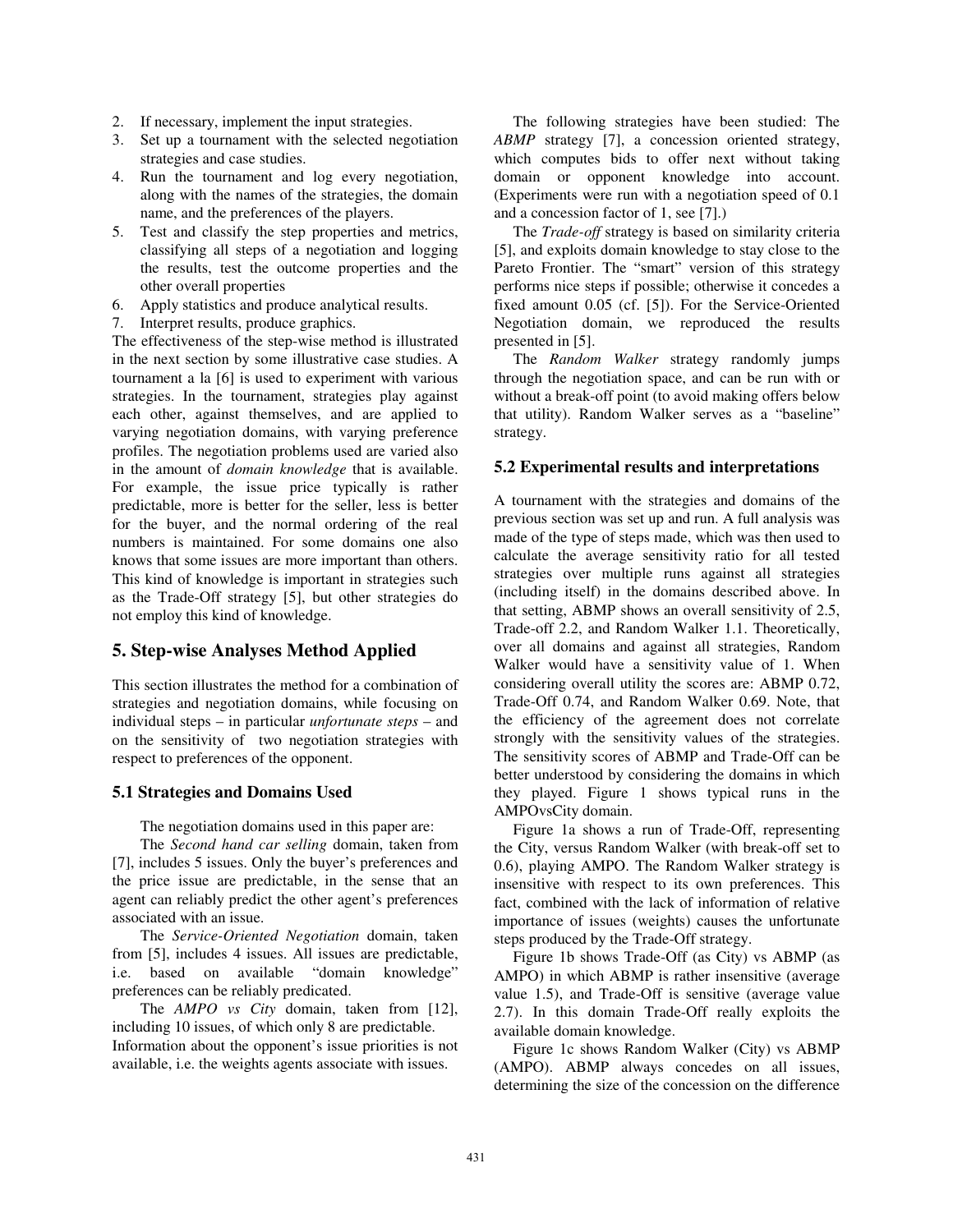2. If necessary, implement the input strategies.
3. Set up a tournament with the selected negotiation strategies and case studies.
4. Run the tournament and log every negotiation, along with the names of the strategies, the domain name, and the preferences of the players.
5. Test and classify the step properties and metrics, classifying all steps of a negotiation and logging the results, test the outcome properties and the other overall properties
6. Apply statistics and produce analytical results.
7. Interpret results, produce graphics.

The effectiveness of the step-wise method is illustrated in the next section by some illustrative case studies. A tournament a la [6] is used to experiment with various strategies. In the tournament, strategies play against each other, against themselves, and are applied to varying negotiation domains, with varying preference profiles. The negotiation problems used are varied also in the amount of *domain knowledge* that is available. For example, the issue price typically is rather predictable, more is better for the seller, less is better for the buyer, and the normal ordering of the real numbers is maintained. For some domains one also knows that some issues are more important than others. This kind of knowledge is important in strategies such as the Trade-Off strategy [5], but other strategies do not employ this kind of knowledge.

## 5. Step-wise Analyses Method Applied

This section illustrates the method for a combination of strategies and negotiation domains, while focusing on individual steps – in particular *unfortunate steps* – and on the sensitivity of two negotiation strategies with respect to preferences of the opponent.

### 5.1 Strategies and Domains Used

The negotiation domains used in this paper are:

The *Second hand car selling* domain, taken from [7], includes 5 issues. Only the buyer's preferences and the price issue are predictable, in the sense that an agent can reliably predict the other agent's preferences associated with an issue.

The *Service-Oriented Negotiation* domain, taken from [5], includes 4 issues. All issues are predictable, i.e. based on available "domain knowledge" preferences can be reliably predicated.

The *AMPO vs City* domain, taken from [12], including 10 issues, of which only 8 are predictable. Information about the opponent's issue priorities is not available, i.e. the weights agents associate with issues.

The following strategies have been studied: The *ABMP* strategy [7], a concession oriented strategy, which computes bids to offer next without taking domain or opponent knowledge into account. (Experiments were run with a negotiation speed of 0.1 and a concession factor of 1, see [7].)

The *Trade-off* strategy is based on similarity criteria [5], and exploits domain knowledge to stay close to the Pareto Frontier. The "smart" version of this strategy performs nice steps if possible; otherwise it concedes a fixed amount 0.05 (cf. [5]). For the Service-Oriented Negotiation domain, we reproduced the results presented in [5].

The *Random Walker* strategy randomly jumps through the negotiation space, and can be run with or without a break-off point (to avoid making offers below that utility). Random Walker serves as a "baseline" strategy.

### 5.2 Experimental results and interpretations

A tournament with the strategies and domains of the previous section was set up and run. A full analysis was made of the type of steps made, which was then used to calculate the average sensitivity ratio for all tested strategies over multiple runs against all strategies (including itself) in the domains described above. In that setting, ABMP shows an overall sensitivity of 2.5, Trade-off 2.2, and Random Walker 1.1. Theoretically, over all domains and against all strategies, Random Walker would have a sensitivity value of 1. When considering overall utility the scores are: ABMP 0.72, Trade-Off 0.74, and Random Walker 0.69. Note, that the efficiency of the agreement does not correlate strongly with the sensitivity values of the strategies. The sensitivity scores of ABMP and Trade-Off can be better understood by considering the domains in which they played. Figure 1 shows typical runs in the AMPOvsCity domain.

Figure 1a shows a run of Trade-Off, representing the City, versus Random Walker (with break-off set to 0.6), playing AMPO. The Random Walker strategy is insensitive with respect to its own preferences. This fact, combined with the lack of information of relative importance of issues (weights) causes the unfortunate steps produced by the Trade-Off strategy.

Figure 1b shows Trade-Off (as City) vs ABMP (as AMPO) in which ABMP is rather insensitive (average value 1.5), and Trade-Off is sensitive (average value 2.7). In this domain Trade-Off really exploits the available domain knowledge.

Figure 1c shows Random Walker (City) vs ABMP (AMPO). ABMP always concedes on all issues, determining the size of the concession on the difference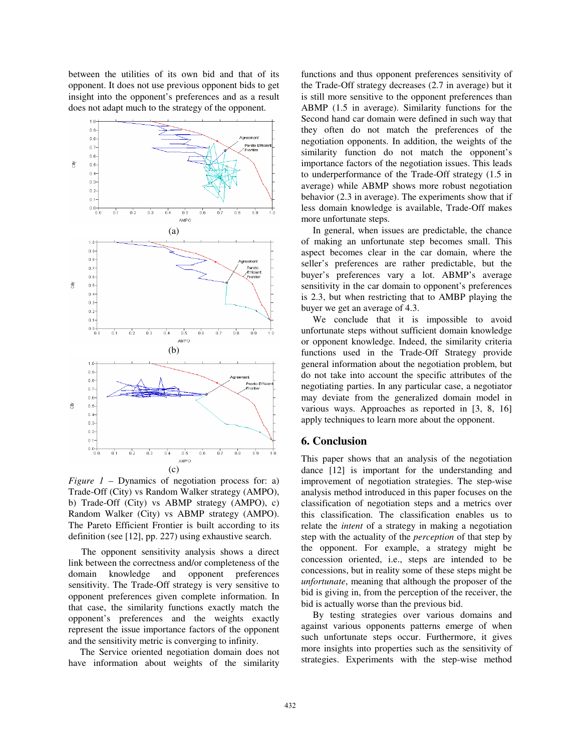between the utilities of its own bid and that of its opponent. It does not use previous opponent bids to get insight into the opponent's preferences and as a result does not adapt much to the strategy of the opponent.

(a)

(b)

(c)

*Figure 1* – Dynamics of negotiation process for: a) Trade-Off (City) vs Random Walker strategy (AMPO), b) Trade-Off (City) vs ABMP strategy (AMPO), c) Random Walker (City) vs ABMP strategy (AMPO). The Pareto Efficient Frontier is built according to its definition (see [12], pp. 227) using exhaustive search.

The opponent sensitivity analysis shows a direct link between the correctness and/or completeness of the domain knowledge and opponent preferences sensitivity. The Trade-Off strategy is very sensitive to opponent preferences given complete information. In that case, the similarity functions exactly match the opponent's preferences and the weights exactly represent the issue importance factors of the opponent and the sensitivity metric is converging to infinity.

The Service oriented negotiation domain does not have information about weights of the similarity functions and thus opponent preferences sensitivity of the Trade-Off strategy decreases (2.7 in average) but it is still more sensitive to the opponent preferences than ABMP (1.5 in average). Similarity functions for the Second hand car domain were defined in such way that they often do not match the preferences of the negotiation opponents. In addition, the weights of the similarity function do not match the opponent's importance factors of the negotiation issues. This leads to underperformance of the Trade-Off strategy (1.5 in average) while ABMP shows more robust negotiation behavior (2.3 in average). The experiments show that if less domain knowledge is available, Trade-Off makes more unfortunate steps.

In general, when issues are predictable, the chance of making an unfortunate step becomes small. This aspect becomes clear in the car domain, where the seller's preferences are rather predictable, but the buyer's preferences vary a lot. ABMP's average sensitivity in the car domain to opponent's preferences is 2.3, but when restricting that to AMBP playing the buyer we get an average of 4.3.

We conclude that it is impossible to avoid unfortunate steps without sufficient domain knowledge or opponent knowledge. Indeed, the similarity criteria functions used in the Trade-Off Strategy provide general information about the negotiation problem, but do not take into account the specific attributes of the negotiating parties. In any particular case, a negotiator may deviate from the generalized domain model in various ways. Approaches as reported in [3, 8, 16] apply techniques to learn more about the opponent.

## 6. Conclusion

This paper shows that an analysis of the negotiation dance [12] is important for the understanding and improvement of negotiation strategies. The step-wise analysis method introduced in this paper focuses on the classification of negotiation steps and a metrics over this classification. The classification enables us to relate the *intent* of a strategy in making a negotiation step with the actuality of the *perception* of that step by the opponent. For example, a strategy might be concession oriented, i.e., steps are intended to be concessions, but in reality some of these steps might be *unfortunate*, meaning that although the proposer of the bid is giving in, from the perception of the receiver, the bid is actually worse than the previous bid.

By testing strategies over various domains and against various opponents patterns emerge of when such unfortunate steps occur. Furthermore, it gives more insights into properties such as the sensitivity of strategies. Experiments with the step-wise method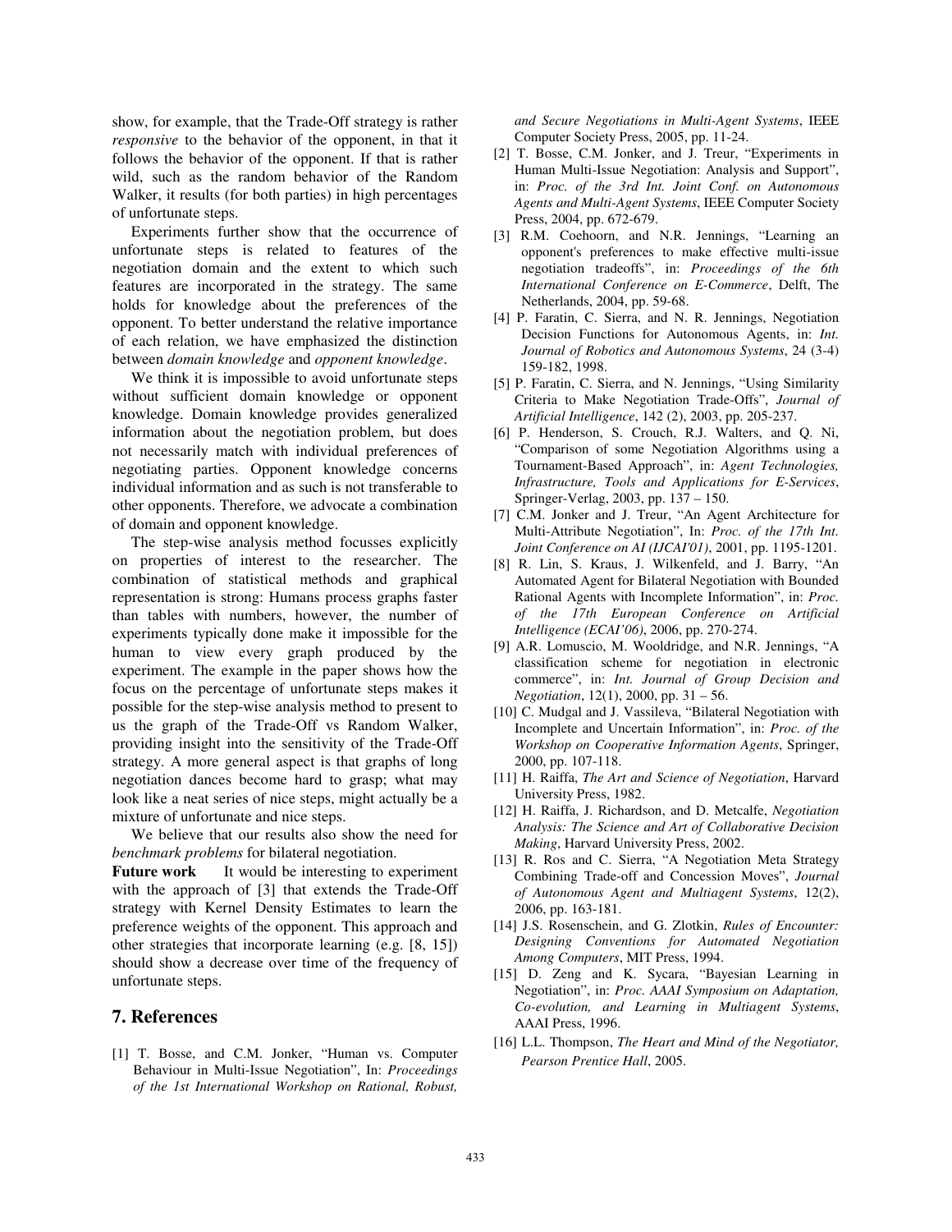show, for example, that the Trade-Off strategy is rather *responsive* to the behavior of the opponent, in that it follows the behavior of the opponent. If that is rather wild, such as the random behavior of the Random Walker, it results (for both parties) in high percentages of unfortunate steps.

Experiments further show that the occurrence of unfortunate steps is related to features of the negotiation domain and the extent to which such features are incorporated in the strategy. The same holds for knowledge about the preferences of the opponent. To better understand the relative importance of each relation, we have emphasized the distinction between *domain knowledge* and *opponent knowledge*.

We think it is impossible to avoid unfortunate steps without sufficient domain knowledge or opponent knowledge. Domain knowledge provides generalized information about the negotiation problem, but does not necessarily match with individual preferences of negotiating parties. Opponent knowledge concerns individual information and as such is not transferable to other opponents. Therefore, we advocate a combination of domain and opponent knowledge.

The step-wise analysis method focusses explicitly on properties of interest to the researcher. The combination of statistical methods and graphical representation is strong: Humans process graphs faster than tables with numbers, however, the number of experiments typically done make it impossible for the human to view every graph produced by the experiment. The example in the paper shows how the focus on the percentage of unfortunate steps makes it possible for the step-wise analysis method to present to us the graph of the Trade-Off vs Random Walker, providing insight into the sensitivity of the Trade-Off strategy. A more general aspect is that graphs of long negotiation dances become hard to grasp; what may look like a neat series of nice steps, might actually be a mixture of unfortunate and nice steps.

We believe that our results also show the need for *benchmark problems* for bilateral negotiation.

**Future work** It would be interesting to experiment with the approach of [3] that extends the Trade-Off strategy with Kernel Density Estimates to learn the preference weights of the opponent. This approach and other strategies that incorporate learning (e.g. [8, 15]) should show a decrease over time of the frequency of unfortunate steps.

## 7. References

[1] T. Bosse, and C.M. Jonker, "Human vs. Computer Behaviour in Multi-Issue Negotiation", In: *Proceedings of the 1st International Workshop on Rational, Robust, and Secure Negotiations in Multi-Agent Systems*, IEEE Computer Society Press, 2005, pp. 11-24.

[2] T. Bosse, C.M. Jonker, and J. Treur, "Experiments in Human Multi-Issue Negotiation: Analysis and Support", in: *Proc. of the 3rd Int. Joint Conf. on Autonomous Agents and Multi-Agent Systems*, IEEE Computer Society Press, 2004, pp. 672-679.

[3] R.M. Coehoorn, and N.R. Jennings, "Learning an opponent's preferences to make effective multi-issue negotiation tradeoffs", in: *Proceedings of the 6th International Conference on E-Commerce*, Delft, The Netherlands, 2004, pp. 59-68.

[4] P. Faratin, C. Sierra, and N. R. Jennings, Negotiation Decision Functions for Autonomous Agents, in: *Int. Journal of Robotics and Autonomous Systems*, 24 (3-4) 159-182, 1998.

[5] P. Faratin, C. Sierra, and N. Jennings, "Using Similarity Criteria to Make Negotiation Trade-Offs", *Journal of Artificial Intelligence*, 142 (2), 2003, pp. 205-237.

[6] P. Henderson, S. Crouch, R.J. Walters, and Q. Ni, "Comparison of some Negotiation Algorithms using a Tournament-Based Approach", in: *Agent Technologies, Infrastructure, Tools and Applications for E-Services*, Springer-Verlag, 2003, pp. 137 – 150.

[7] C.M. Jonker and J. Treur, "An Agent Architecture for Multi-Attribute Negotiation", In: *Proc. of the 17th Int. Joint Conference on AI (IJCAI'01)*, 2001, pp. 1195-1201.

[8] R. Lin, S. Kraus, J. Wilkenfeld, and J. Barry, "An Automated Agent for Bilateral Negotiation with Bounded Rational Agents with Incomplete Information", in: *Proc. of the 17th European Conference on Artificial Intelligence (ECAI'06)*, 2006, pp. 270-274.

[9] A.R. Lomuscio, M. Wooldridge, and N.R. Jennings, "A classification scheme for negotiation in electronic commerce", in: *Int. Journal of Group Decision and Negotiation*, 12(1), 2000, pp. 31 – 56.

[10] C. Mudgal and J. Vassileva, "Bilateral Negotiation with Incomplete and Uncertain Information", in: *Proc. of the Workshop on Cooperative Information Agents*, Springer, 2000, pp. 107-118.

[11] H. Raiffa, *The Art and Science of Negotiation*, Harvard University Press, 1982.

[12] H. Raiffa, J. Richardson, and D. Metcalfe, *Negotiation Analysis: The Science and Art of Collaborative Decision Making*, Harvard University Press, 2002.

[13] R. Ros and C. Sierra, "A Negotiation Meta Strategy Combining Trade-off and Concession Moves", *Journal of Autonomous Agent and Multiagent Systems*, 12(2), 2006, pp. 163-181.

[14] J.S. Rosenschein, and G. Zlotkin, *Rules of Encounter: Designing Conventions for Automated Negotiation Among Computers*, MIT Press, 1994.

[15] D. Zeng and K. Sycara, "Bayesian Learning in Negotiation", in: *Proc. AAAI Symposium on Adaptation, Co-evolution, and Learning in Multiagent Systems*, AAAI Press, 1996.

[16] L.L. Thompson, *The Heart and Mind of the Negotiator, Pearson Prentice Hall*, 2005.